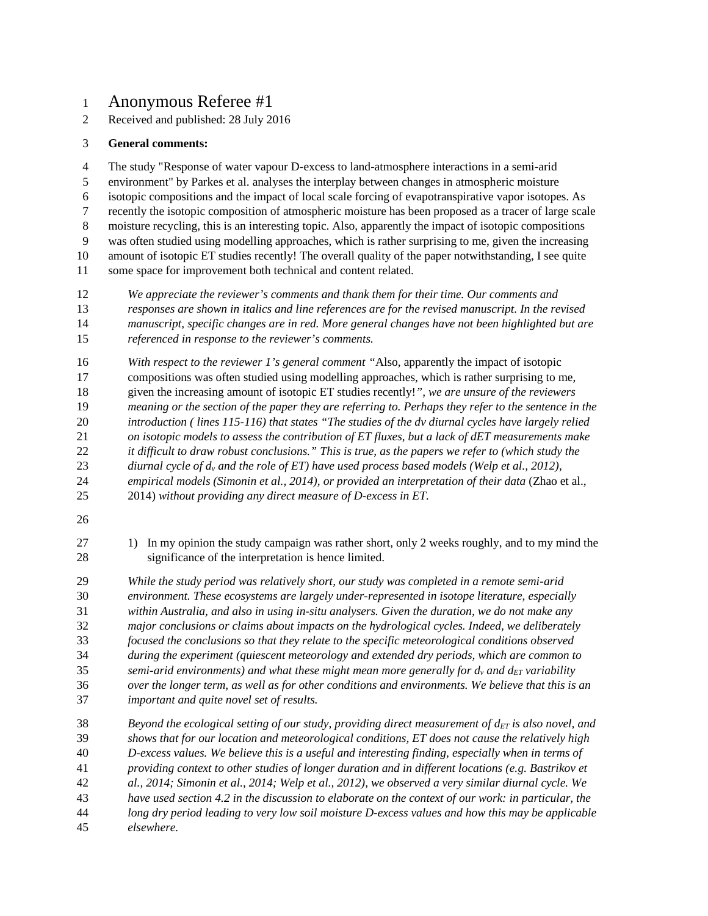# Anonymous Referee #1

Received and published: 28 July 2016

**General comments:**

The study "Response of water vapour D-excess to land-atmosphere interactions in a semi-arid environment" by Parkes et al. analyses the interplay between changes in atmospheric moisture isotopic compositions and the impact of local scale forcing of evapotranspirative vapor isotopes. As recently the isotopic composition of atmospheric moisture has been proposed as a tracer of large scale moisture recycling, this is an interesting topic. Also, apparently the impact of isotopic compositions was often studied using modelling approaches, which is rather surprising to me, given the increasing amount of isotopic ET studies recently! The overall quality of the paper notwithstanding, I see quite some space for improvement both technical and content related.

*We appreciate the reviewer's comments and thank them for their time. Our comments and responses are shown in italics and line references are for the revised manuscript. In the revised manuscript, specific changes are in red. More general changes have not been highlighted but are referenced in response to the reviewer's comments.*

*With respect to the reviewer 1's general comment "*Also, apparently the impact of isotopic compositions was often studied using modelling approaches, which is rather surprising to me, given the increasing amount of isotopic ET studies recently!*", we are unsure of the reviewers meaning or the section of the paper they are referring to. Perhaps they refer to the sentence in the introduction ( lines 115-116) that states "The studies of the dv diurnal cycles have largely relied on isotopic models to assess the contribution of ET fluxes, but a lack of dET measurements make it difficult to draw robust conclusions." This is true, as the papers we refer to (which study the diurnal cycle of $d_v$ and the role of ET) have used process based models (Welp et al., 2012), empirical models (Simonin et al., 2014), or provided an interpretation of their data* (Zhao et al., 2014) *without providing any direct measure of D-excess in ET.*

1) In my opinion the study campaign was rather short, only 2 weeks roughly, and to my mind the significance of the interpretation is hence limited.

*While the study period was relatively short, our study was completed in a remote semi-arid environment. These ecosystems are largely under-represented in isotope literature, especially within Australia, and also in using in-situ analysers. Given the duration, we do not make any major conclusions or claims about impacts on the hydrological cycles. Indeed, we deliberately focused the conclusions so that they relate to the specific meteorological conditions observed during the experiment (quiescent meteorology and extended dry periods, which are common to semi-arid environments) and what these might mean more generally for $d_v$ and $d_{ET}$ variability over the longer term, as well as for other conditions and environments. We believe that this is an important and quite novel set of results.*

*Beyond the ecological setting of our study, providing direct measurement of $d_{ET}$ is also novel, and shows that for our location and meteorological conditions, ET does not cause the relatively high D-excess values. We believe this is a useful and interesting finding, especially when in terms of providing context to other studies of longer duration and in different locations (e.g. Bastrikov et al., 2014; Simonin et al., 2014; Welp et al., 2012), we observed a very similar diurnal cycle. We have used section 4.2 in the discussion to elaborate on the context of our work: in particular, the long dry period leading to very low soil moisture D-excess values and how this may be applicable elsewhere.*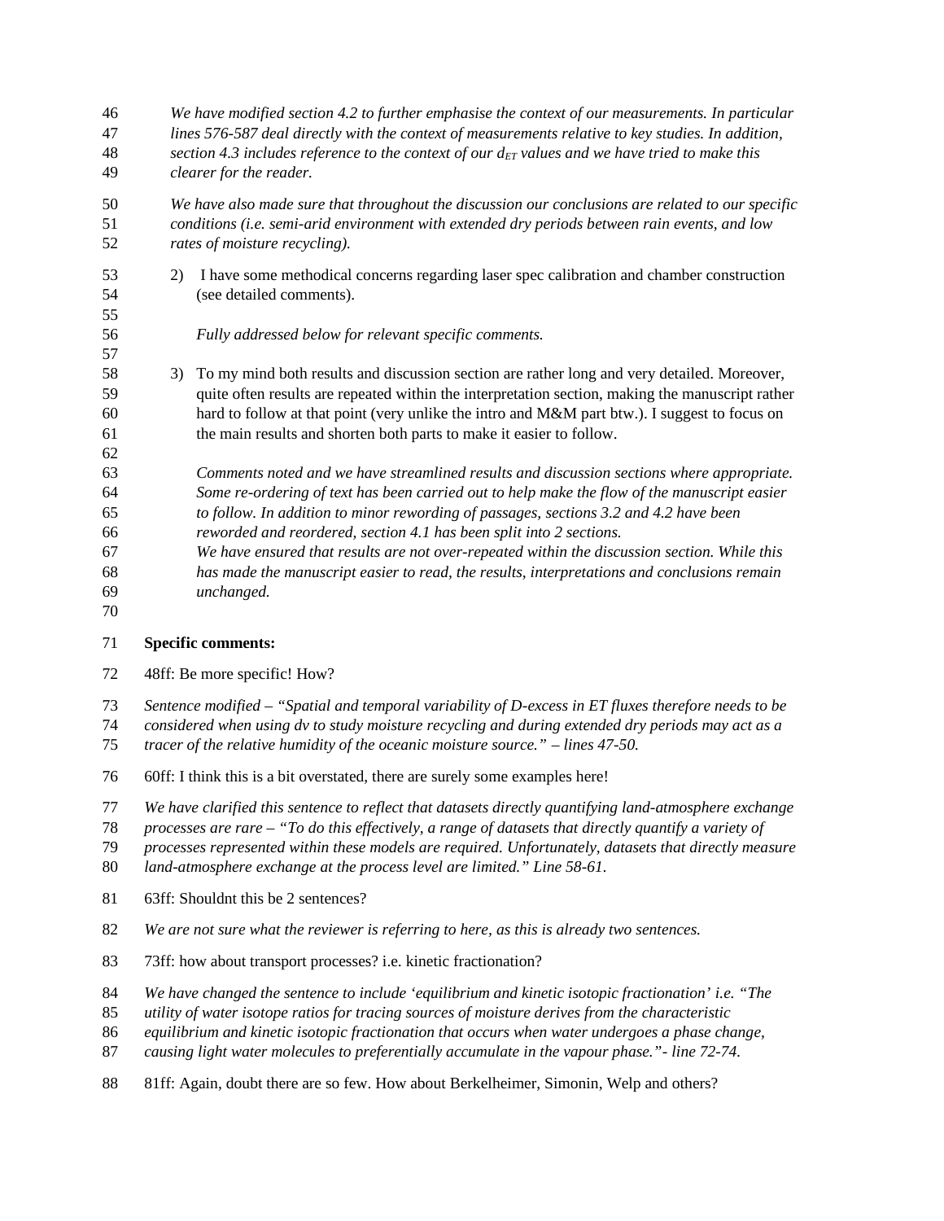*We have modified section 4.2 to further emphasise the context of our measurements. In particular lines 576-587 deal directly with the context of measurements relative to key studies. In addition, section 4.3 includes reference to the context of our $d_{ET}$ values and we have tried to make this clearer for the reader.*

*We have also made sure that throughout the discussion our conclusions are related to our specific conditions (i.e. semi-arid environment with extended dry periods between rain events, and low rates of moisture recycling).*

2) I have some methodical concerns regarding laser spec calibration and chamber construction (see detailed comments).

*Fully addressed below for relevant specific comments.*

3) To my mind both results and discussion section are rather long and very detailed. Moreover, quite often results are repeated within the interpretation section, making the manuscript rather hard to follow at that point (very unlike the intro and M&M part btw.). I suggest to focus on the main results and shorten both parts to make it easier to follow.

*Comments noted and we have streamlined results and discussion sections where appropriate. Some re-ordering of text has been carried out to help make the flow of the manuscript easier to follow. In addition to minor rewording of passages, sections 3.2 and 4.2 have been reworded and reordered, section 4.1 has been split into 2 sections. We have ensured that results are not over-repeated within the discussion section. While this has made the manuscript easier to read, the results, interpretations and conclusions remain unchanged.*

**Specific comments:**

48ff: Be more specific! How?

*Sentence modified – "Spatial and temporal variability of D-excess in ET fluxes therefore needs to be considered when using dv to study moisture recycling and during extended dry periods may act as a tracer of the relative humidity of the oceanic moisture source." – lines 47-50.*

60ff: I think this is a bit overstated, there are surely some examples here!

*We have clarified this sentence to reflect that datasets directly quantifying land-atmosphere exchange processes are rare – "To do this effectively, a range of datasets that directly quantify a variety of processes represented within these models are required. Unfortunately, datasets that directly measure land-atmosphere exchange at the process level are limited." Line 58-61.*

63ff: Shouldnt this be 2 sentences?

*We are not sure what the reviewer is referring to here, as this is already two sentences.*

73ff: how about transport processes? i.e. kinetic fractionation?

*We have changed the sentence to include 'equilibrium and kinetic isotopic fractionation' i.e. "The utility of water isotope ratios for tracing sources of moisture derives from the characteristic equilibrium and kinetic isotopic fractionation that occurs when water undergoes a phase change, causing light water molecules to preferentially accumulate in the vapour phase."- line 72-74.*

81ff: Again, doubt there are so few. How about Berkelheimer, Simonin, Welp and others?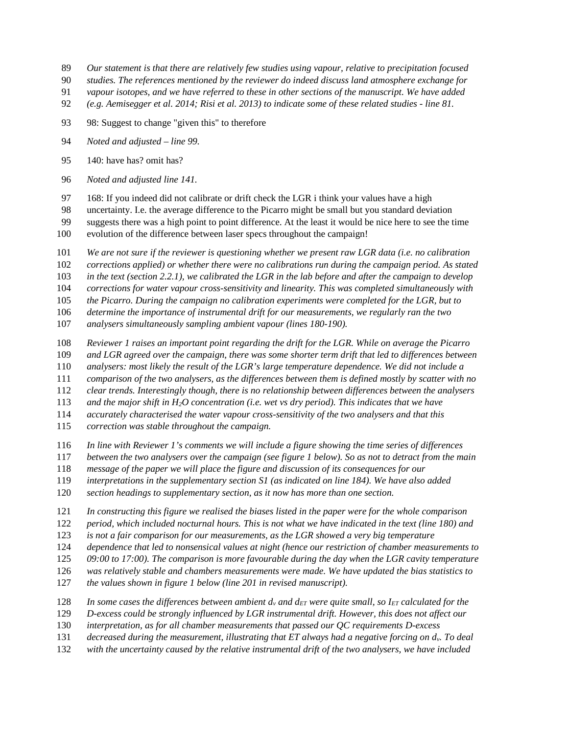*Our statement is that there are relatively few studies using vapour, relative to precipitation focused studies. The references mentioned by the reviewer do indeed discuss land atmosphere exchange for vapour isotopes, and we have referred to these in other sections of the manuscript. We have added (e.g. Aemisegger et al. 2014; Risi et al. 2013) to indicate some of these related studies - line 81.*

98: Suggest to change "given this" to therefore

*Noted and adjusted – line 99.*

140: have has? omit has?

*Noted and adjusted line 141.*

168: If you indeed did not calibrate or drift check the LGR i think your values have a high uncertainty. I.e. the average difference to the Picarro might be small but you standard deviation suggests there was a high point to point difference. At the least it would be nice here to see the time evolution of the difference between laser specs throughout the campaign!

*We are not sure if the reviewer is questioning whether we present raw LGR data (i.e. no calibration corrections applied) or whether there were no calibrations run during the campaign period. As stated in the text (section 2.2.1), we calibrated the LGR in the lab before and after the campaign to develop corrections for water vapour cross-sensitivity and linearity. This was completed simultaneously with the Picarro. During the campaign no calibration experiments were completed for the LGR, but to determine the importance of instrumental drift for our measurements, we regularly ran the two analysers simultaneously sampling ambient vapour (lines 180-190).*

*Reviewer 1 raises an important point regarding the drift for the LGR. While on average the Picarro and LGR agreed over the campaign, there was some shorter term drift that led to differences between analysers: most likely the result of the LGR's large temperature dependence. We did not include a comparison of the two analysers, as the differences between them is defined mostly by scatter with no clear trends. Interestingly though, there is no relationship between differences between the analysers and the major shift in $H_2O$ concentration (i.e. wet vs dry period). This indicates that we have accurately characterised the water vapour cross-sensitivity of the two analysers and that this correction was stable throughout the campaign.*

*In line with Reviewer 1's comments we will include a figure showing the time series of differences between the two analysers over the campaign (see figure 1 below). So as not to detract from the main message of the paper we will place the figure and discussion of its consequences for our interpretations in the supplementary section S1 (as indicated on line 184). We have also added section headings to supplementary section, as it now has more than one section.*

*In constructing this figure we realised the biases listed in the paper were for the whole comparison period, which included nocturnal hours. This is not what we have indicated in the text (line 180) and is not a fair comparison for our measurements, as the LGR showed a very big temperature dependence that led to nonsensical values at night (hence our restriction of chamber measurements to 09:00 to 17:00). The comparison is more favourable during the day when the LGR cavity temperature was relatively stable and chambers measurements were made. We have updated the bias statistics to the values shown in figure 1 below (line 201 in revised manuscript).*

*In some cases the differences between ambient $d_v$ and $d_{ET}$ were quite small, so $I_{ET}$ calculated for the D-excess could be strongly influenced by LGR instrumental drift. However, this does not affect our interpretation, as for all chamber measurements that passed our QC requirements D-excess decreased during the measurement, illustrating that ET always had a negative forcing on $d_v$. To deal with the uncertainty caused by the relative instrumental drift of the two analysers, we have included*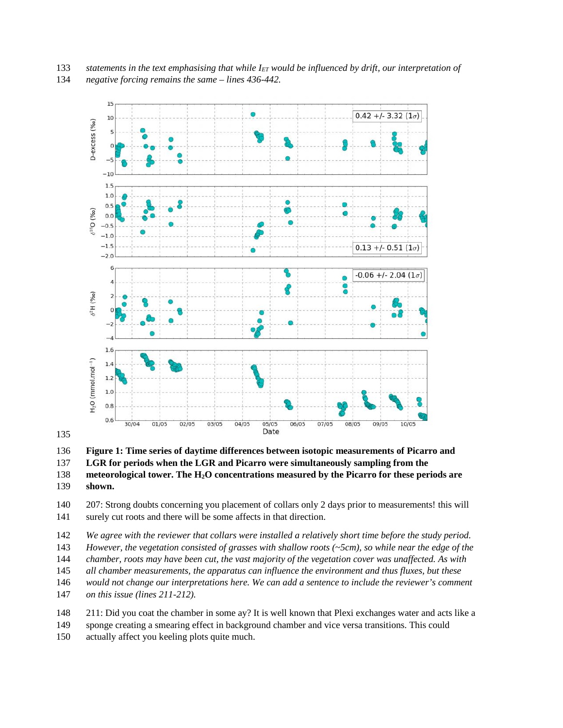*statements in the text emphasising that while $I_{ET}$ would be influenced by drift, our interpretation of negative forcing remains the same – lines 436-442.*

**Figure 1: Time series of daytime differences between isotopic measurements of Picarro and LGR for periods when the LGR and Picarro were simultaneously sampling from the meteorological tower. The $H_2O$ concentrations measured by the Picarro for these periods are shown.**

207: Strong doubts concerning you placement of collars only 2 days prior to measurements! this will surely cut roots and there will be some affects in that direction.

*We agree with the reviewer that collars were installed a relatively short time before the study period. However, the vegetation consisted of grasses with shallow roots (~5cm), so while near the edge of the chamber, roots may have been cut, the vast majority of the vegetation cover was unaffected. As with all chamber measurements, the apparatus can influence the environment and thus fluxes, but these would not change our interpretations here. We can add a sentence to include the reviewer's comment on this issue (lines 211-212).*

211: Did you coat the chamber in some ay? It is well known that Plexi exchanges water and acts like a sponge creating a smearing effect in background chamber and vice versa transitions. This could actually affect you keeling plots quite much.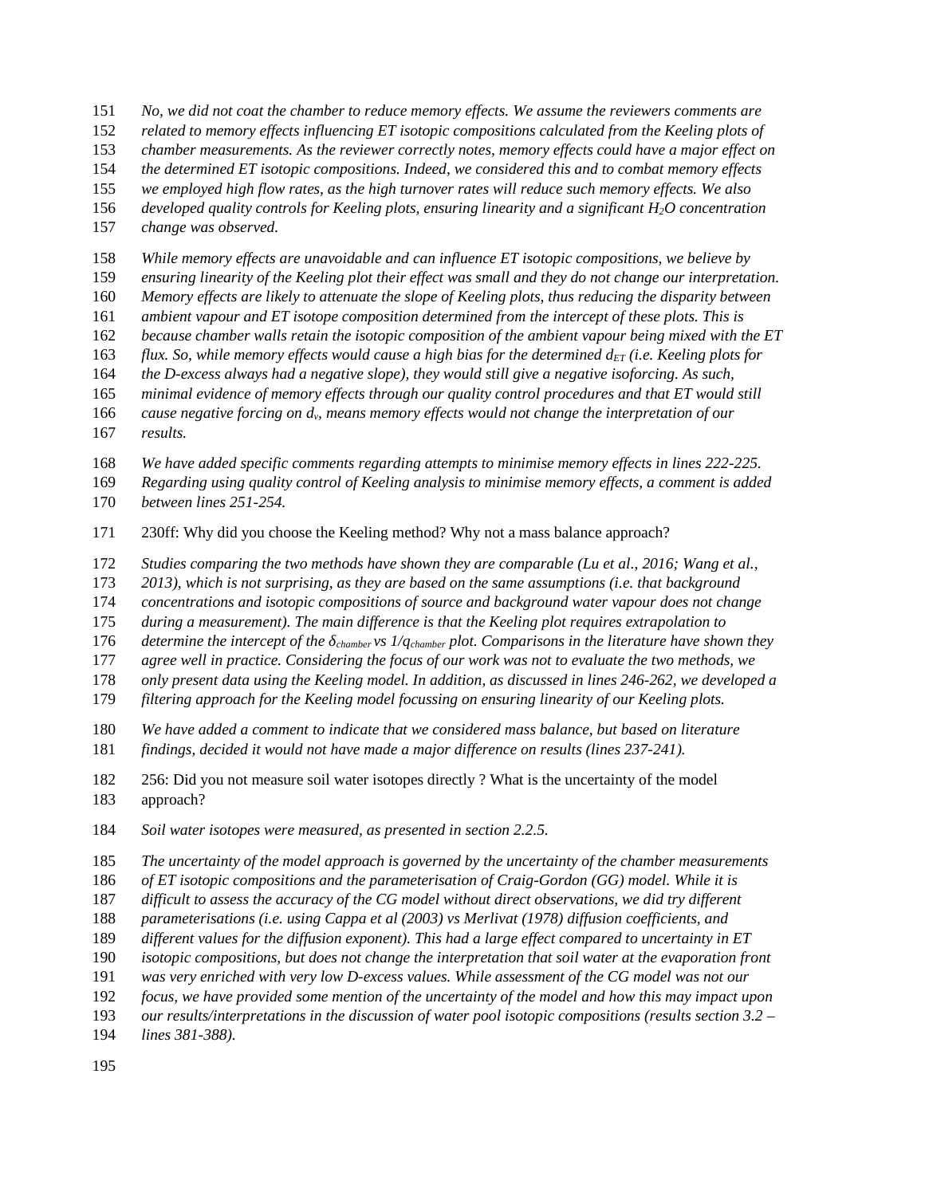*No, we did not coat the chamber to reduce memory effects. We assume the reviewers comments are related to memory effects influencing ET isotopic compositions calculated from the Keeling plots of chamber measurements. As the reviewer correctly notes, memory effects could have a major effect on the determined ET isotopic compositions. Indeed, we considered this and to combat memory effects we employed high flow rates, as the high turnover rates will reduce such memory effects. We also developed quality controls for Keeling plots, ensuring linearity and a significant $H_2O$ concentration change was observed.*

*While memory effects are unavoidable and can influence ET isotopic compositions, we believe by ensuring linearity of the Keeling plot their effect was small and they do not change our interpretation. Memory effects are likely to attenuate the slope of Keeling plots, thus reducing the disparity between ambient vapour and ET isotope composition determined from the intercept of these plots. This is because chamber walls retain the isotopic composition of the ambient vapour being mixed with the ET flux. So, while memory effects would cause a high bias for the determined $d_{ET}$ (i.e. Keeling plots for the D-excess always had a negative slope), they would still give a negative isoforcing. As such, minimal evidence of memory effects through our quality control procedures and that ET would still cause negative forcing on $d_v$, means memory effects would not change the interpretation of our results.*

*We have added specific comments regarding attempts to minimise memory effects in lines 222-225. Regarding using quality control of Keeling analysis to minimise memory effects, a comment is added between lines 251-254.*

230ff: Why did you choose the Keeling method? Why not a mass balance approach?

*Studies comparing the two methods have shown they are comparable (Lu et al., 2016; Wang et al., 2013), which is not surprising, as they are based on the same assumptions (i.e. that background concentrations and isotopic compositions of source and background water vapour does not change during a measurement). The main difference is that the Keeling plot requires extrapolation to determine the intercept of the $\delta_{chamber}$ vs $1/q_{chamber}$ plot. Comparisons in the literature have shown they agree well in practice. Considering the focus of our work was not to evaluate the two methods, we only present data using the Keeling model. In addition, as discussed in lines 246-262, we developed a filtering approach for the Keeling model focussing on ensuring linearity of our Keeling plots.*

*We have added a comment to indicate that we considered mass balance, but based on literature findings, decided it would not have made a major difference on results (lines 237-241).*

256: Did you not measure soil water isotopes directly ? What is the uncertainty of the model approach?

*Soil water isotopes were measured, as presented in section 2.2.5.*

*The uncertainty of the model approach is governed by the uncertainty of the chamber measurements of ET isotopic compositions and the parameterisation of Craig-Gordon (GG) model. While it is difficult to assess the accuracy of the CG model without direct observations, we did try different parameterisations (i.e. using Cappa et al (2003) vs Merlivat (1978) diffusion coefficients, and different values for the diffusion exponent). This had a large effect compared to uncertainty in ET isotopic compositions, but does not change the interpretation that soil water at the evaporation front was very enriched with very low D-excess values. While assessment of the CG model was not our focus, we have provided some mention of the uncertainty of the model and how this may impact upon our results/interpretations in the discussion of water pool isotopic compositions (results section 3.2 – lines 381-388).*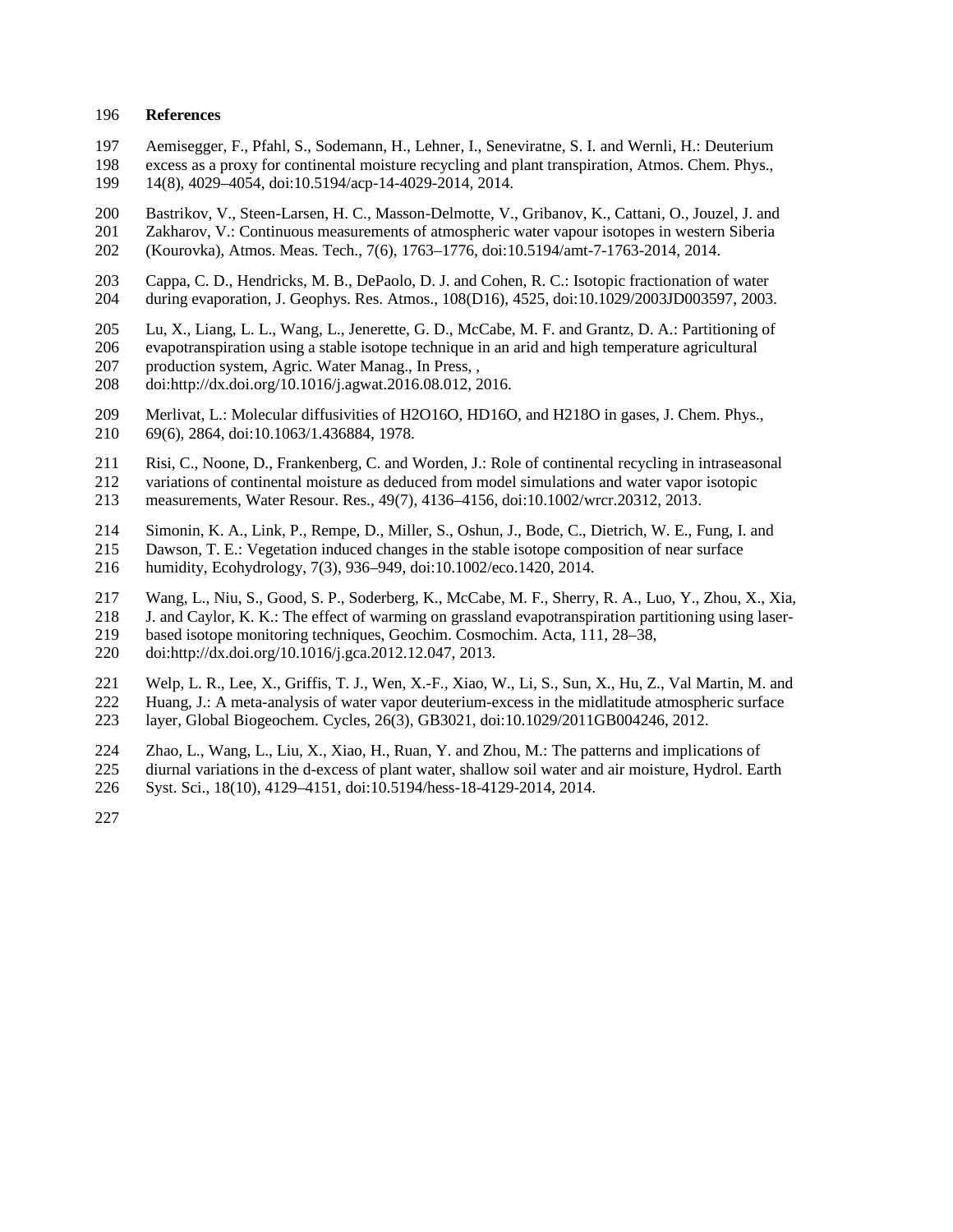# References

Aemisegger, F., Pfahl, S., Sodemann, H., Lehner, I., Seneviratne, S. I. and Wernli, H.: Deuterium excess as a proxy for continental moisture recycling and plant transpiration, Atmos. Chem. Phys., 14(8), 4029–4054, doi:10.5194/acp-14-4029-2014, 2014.

Bastrikov, V., Steen-Larsen, H. C., Masson-Delmotte, V., Gribanov, K., Cattani, O., Jouzel, J. and Zakharov, V.: Continuous measurements of atmospheric water vapour isotopes in western Siberia (Kourovka), Atmos. Meas. Tech., 7(6), 1763–1776, doi:10.5194/amt-7-1763-2014, 2014.

Cappa, C. D., Hendricks, M. B., DePaolo, D. J. and Cohen, R. C.: Isotopic fractionation of water during evaporation, J. Geophys. Res. Atmos., 108(D16), 4525, doi:10.1029/2003JD003597, 2003.

Lu, X., Liang, L. L., Wang, L., Jenerette, G. D., McCabe, M. F. and Grantz, D. A.: Partitioning of evapotranspiration using a stable isotope technique in an arid and high temperature agricultural production system, Agric. Water Manag., In Press, , doi:http://dx.doi.org/10.1016/j.agwat.2016.08.012, 2016.

Merlivat, L.: Molecular diffusivities of H2O16O, HD16O, and H218O in gases, J. Chem. Phys., 69(6), 2864, doi:10.1063/1.436884, 1978.

Risi, C., Noone, D., Frankenberg, C. and Worden, J.: Role of continental recycling in intraseasonal variations of continental moisture as deduced from model simulations and water vapor isotopic measurements, Water Resour. Res., 49(7), 4136–4156, doi:10.1002/wrcr.20312, 2013.

Simonin, K. A., Link, P., Rempe, D., Miller, S., Oshun, J., Bode, C., Dietrich, W. E., Fung, I. and Dawson, T. E.: Vegetation induced changes in the stable isotope composition of near surface humidity, Ecohydrology, 7(3), 936–949, doi:10.1002/eco.1420, 2014.

Wang, L., Niu, S., Good, S. P., Soderberg, K., McCabe, M. F., Sherry, R. A., Luo, Y., Zhou, X., Xia, J. and Caylor, K. K.: The effect of warming on grassland evapotranspiration partitioning using laser-based isotope monitoring techniques, Geochim. Cosmochim. Acta, 111, 28–38, doi:http://dx.doi.org/10.1016/j.gca.2012.12.047, 2013.

Welp, L. R., Lee, X., Griffis, T. J., Wen, X.-F., Xiao, W., Li, S., Sun, X., Hu, Z., Val Martin, M. and Huang, J.: A meta-analysis of water vapor deuterium-excess in the midlatitude atmospheric surface layer, Global Biogeochem. Cycles, 26(3), GB3021, doi:10.1029/2011GB004246, 2012.

Zhao, L., Wang, L., Liu, X., Xiao, H., Ruan, Y. and Zhou, M.: The patterns and implications of diurnal variations in the d-excess of plant water, shallow soil water and air moisture, Hydrol. Earth Syst. Sci., 18(10), 4129–4151, doi:10.5194/hess-18-4129-2014, 2014.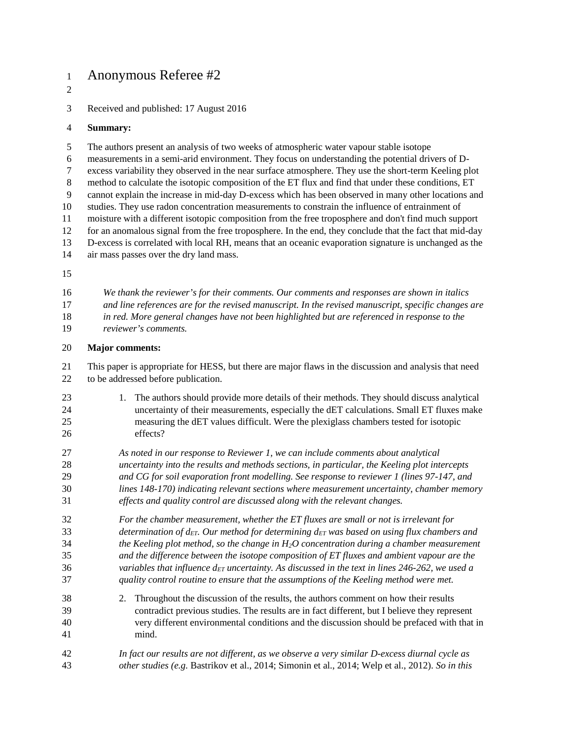# Anonymous Referee #2

Received and published: 17 August 2016

**Summary:**

The authors present an analysis of two weeks of atmospheric water vapour stable isotope measurements in a semi-arid environment. They focus on understanding the potential drivers of D-excess variability they observed in the near surface atmosphere. They use the short-term Keeling plot method to calculate the isotopic composition of the ET flux and find that under these conditions, ET cannot explain the increase in mid-day D-excess which has been observed in many other locations and studies. They use radon concentration measurements to constrain the influence of entrainment of moisture with a different isotopic composition from the free troposphere and don't find much support for an anomalous signal from the free troposphere. In the end, they conclude that the fact that mid-day D-excess is correlated with local RH, means that an oceanic evaporation signature is unchanged as the air mass passes over the dry land mass.

> *We thank the reviewer's for their comments. Our comments and responses are shown in italics and line references are for the revised manuscript. In the revised manuscript, specific changes are in red. More general changes have not been highlighted but are referenced in response to the reviewer's comments.*

**Major comments:**

This paper is appropriate for HESS, but there are major flaws in the discussion and analysis that need to be addressed before publication.

1. The authors should provide more details of their methods. They should discuss analytical uncertainty of their measurements, especially the dET calculations. Small ET fluxes make measuring the dET values difficult. Were the plexiglass chambers tested for isotopic effects?

> *As noted in our response to Reviewer 1, we can include comments about analytical uncertainty into the results and methods sections, in particular, the Keeling plot intercepts and CG for soil evaporation front modelling. See response to reviewer 1 (lines 97-147, and lines 148-170) indicating relevant sections where measurement uncertainty, chamber memory effects and quality control are discussed along with the relevant changes.*
>
> *For the chamber measurement, whether the ET fluxes are small or not is irrelevant for determination of $d_{ET}$. Our method for determining $d_{ET}$ was based on using flux chambers and the Keeling plot method, so the change in $H_2O$ concentration during a chamber measurement and the difference between the isotope composition of ET fluxes and ambient vapour are the variables that influence $d_{ET}$ uncertainty. As discussed in the text in lines 246-262, we used a quality control routine to ensure that the assumptions of the Keeling method were met.*

2. Throughout the discussion of the results, the authors comment on how their results contradict previous studies. The results are in fact different, but I believe they represent very different environmental conditions and the discussion should be prefaced with that in mind.

> *In fact our results are not different, as we observe a very similar D-excess diurnal cycle as other studies (e.g.* Bastrikov et al., 2014; Simonin et al., 2014; Welp et al., 2012). *So in this*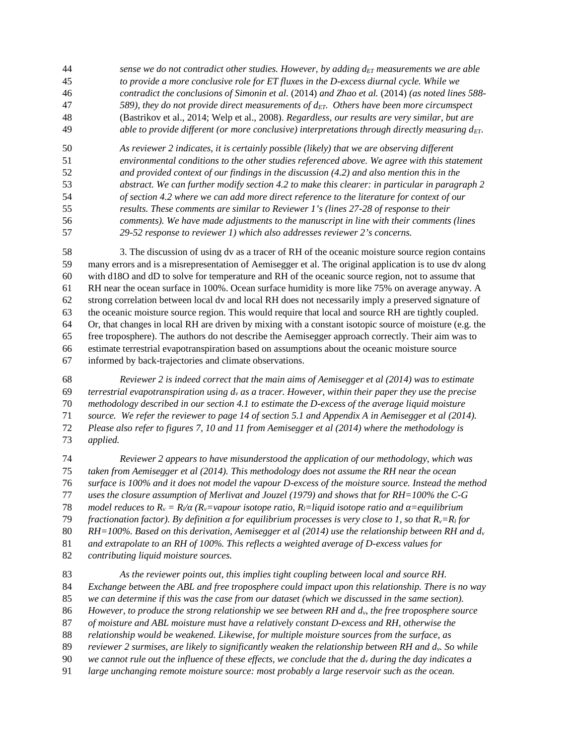*sense we do not contradict other studies. However, by adding $d_{ET}$ measurements we are able to provide a more conclusive role for ET fluxes in the D-excess diurnal cycle. While we contradict the conclusions of Simonin et al.* (2014) *and Zhao et al.* (2014) *(as noted lines 588-589), they do not provide direct measurements of $d_{ET}$. Others have been more circumspect* (Bastrikov et al., 2014; Welp et al., 2008). *Regardless, our results are very similar, but are able to provide different (or more conclusive) interpretations through directly measuring $d_{ET}$.*

*As reviewer 2 indicates, it is certainly possible (likely) that we are observing different environmental conditions to the other studies referenced above. We agree with this statement and provided context of our findings in the discussion (4.2) and also mention this in the abstract. We can further modify section 4.2 to make this clearer: in particular in paragraph 2 of section 4.2 where we can add more direct reference to the literature for context of our results. These comments are similar to Reviewer 1's (lines 27-28 of response to their comments). We have made adjustments to the manuscript in line with their comments (lines 29-52 response to reviewer 1) which also addresses reviewer 2's concerns.*

3. The discussion of using dv as a tracer of RH of the oceanic moisture source region contains many errors and is a misrepresentation of Aemisegger et al. The original application is to use dv along with d18O and dD to solve for temperature and RH of the oceanic source region, not to assume that RH near the ocean surface in 100%. Ocean surface humidity is more like 75% on average anyway. A strong correlation between local dv and local RH does not necessarily imply a preserved signature of the oceanic moisture source region. This would require that local and source RH are tightly coupled. Or, that changes in local RH are driven by mixing with a constant isotopic source of moisture (e.g. the free troposphere). The authors do not describe the Aemisegger approach correctly. Their aim was to estimate terrestrial evapotranspiration based on assumptions about the oceanic moisture source informed by back-trajectories and climate observations.

*Reviewer 2 is indeed correct that the main aims of Aemisegger et al (2014) was to estimate terrestrial evapotranspiration using $d_v$ as a tracer. However, within their paper they use the precise methodology described in our section 4.1 to estimate the D-excess of the average liquid moisture source. We refer the reviewer to page 14 of section 5.1 and Appendix A in Aemisegger et al (2014). Please also refer to figures 7, 10 and 11 from Aemisegger et al (2014) where the methodology is applied.*

*Reviewer 2 appears to have misunderstood the application of our methodology, which was taken from Aemisegger et al (2014). This methodology does not assume the RH near the ocean surface is 100% and it does not model the vapour D-excess of the moisture source. Instead the method uses the closure assumption of Merlivat and Jouzel (1979) and shows that for RH=100% the C-G model reduces to $R_v = R_l/\alpha$ ($R_v$=vapour isotope ratio, $R_l$=liquid isotope ratio and $\alpha$=equilibrium fractionation factor). By definition $\alpha$ for equilibrium processes is very close to 1, so that $R_v$=$R_l$ for RH=100%. Based on this derivation, Aemisegger et al (2014) use the relationship between RH and $d_v$ and extrapolate to an RH of 100%. This reflects a weighted average of D-excess values for contributing liquid moisture sources.*

*As the reviewer points out, this implies tight coupling between local and source RH. Exchange between the ABL and free troposphere could impact upon this relationship. There is no way we can determine if this was the case from our dataset (which we discussed in the same section). However, to produce the strong relationship we see between RH and $d_v$, the free troposphere source of moisture and ABL moisture must have a relatively constant D-excess and RH, otherwise the relationship would be weakened. Likewise, for multiple moisture sources from the surface, as reviewer 2 surmises, are likely to significantly weaken the relationship between RH and $d_v$. So while we cannot rule out the influence of these effects, we conclude that the $d_v$ during the day indicates a large unchanging remote moisture source: most probably a large reservoir such as the ocean.*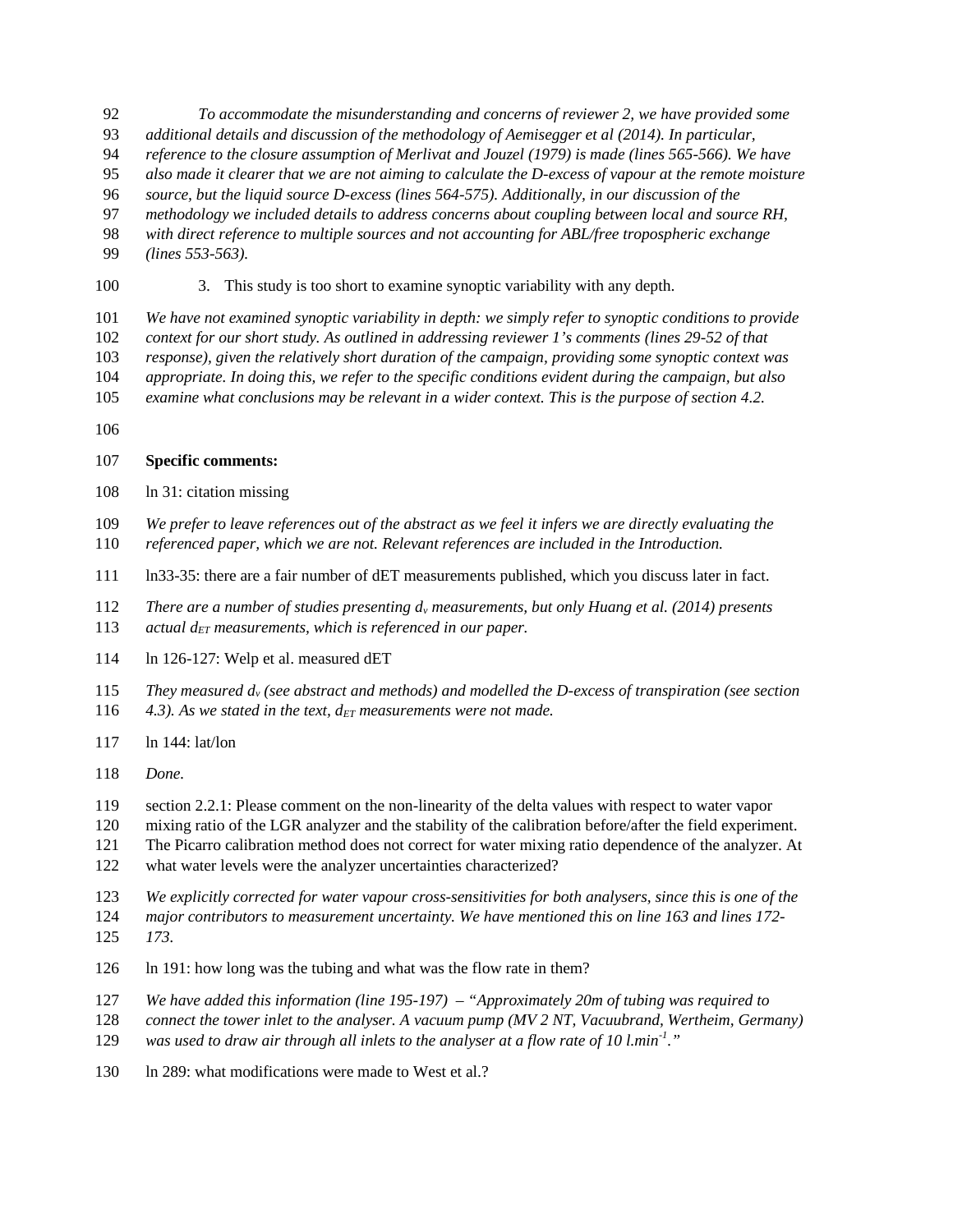*To accommodate the misunderstanding and concerns of reviewer 2, we have provided some additional details and discussion of the methodology of Aemisegger et al (2014). In particular, reference to the closure assumption of Merlivat and Jouzel (1979) is made (lines 565-566). We have also made it clearer that we are not aiming to calculate the D-excess of vapour at the remote moisture source, but the liquid source D-excess (lines 564-575). Additionally, in our discussion of the methodology we included details to address concerns about coupling between local and source RH, with direct reference to multiple sources and not accounting for ABL/free tropospheric exchange (lines 553-563).*

3. This study is too short to examine synoptic variability with any depth.

*We have not examined synoptic variability in depth: we simply refer to synoptic conditions to provide context for our short study. As outlined in addressing reviewer 1's comments (lines 29-52 of that response), given the relatively short duration of the campaign, providing some synoptic context was appropriate. In doing this, we refer to the specific conditions evident during the campaign, but also examine what conclusions may be relevant in a wider context. This is the purpose of section 4.2.*

**Specific comments:**

ln 31: citation missing

*We prefer to leave references out of the abstract as we feel it infers we are directly evaluating the referenced paper, which we are not. Relevant references are included in the Introduction.*

ln33-35: there are a fair number of dET measurements published, which you discuss later in fact.

*There are a number of studies presenting $d_v$ measurements, but only Huang et al. (2014) presents actual $d_{ET}$ measurements, which is referenced in our paper.*

ln 126-127: Welp et al. measured dET

*They measured $d_v$ (see abstract and methods) and modelled the D-excess of transpiration (see section 4.3). As we stated in the text, $d_{ET}$ measurements were not made.*

ln 144: lat/lon

*Done.*

section 2.2.1: Please comment on the non-linearity of the delta values with respect to water vapor mixing ratio of the LGR analyzer and the stability of the calibration before/after the field experiment. The Picarro calibration method does not correct for water mixing ratio dependence of the analyzer. At what water levels were the analyzer uncertainties characterized?

*We explicitly corrected for water vapour cross-sensitivities for both analysers, since this is one of the major contributors to measurement uncertainty. We have mentioned this on line 163 and lines 172-173.*

ln 191: how long was the tubing and what was the flow rate in them?

*We have added this information (line 195-197) – "Approximately 20m of tubing was required to connect the tower inlet to the analyser. A vacuum pump (MV 2 NT, Vacuubrand, Wertheim, Germany) was used to draw air through all inlets to the analyser at a flow rate of 10 $l.min^{-1}$."*

ln 289: what modifications were made to West et al.?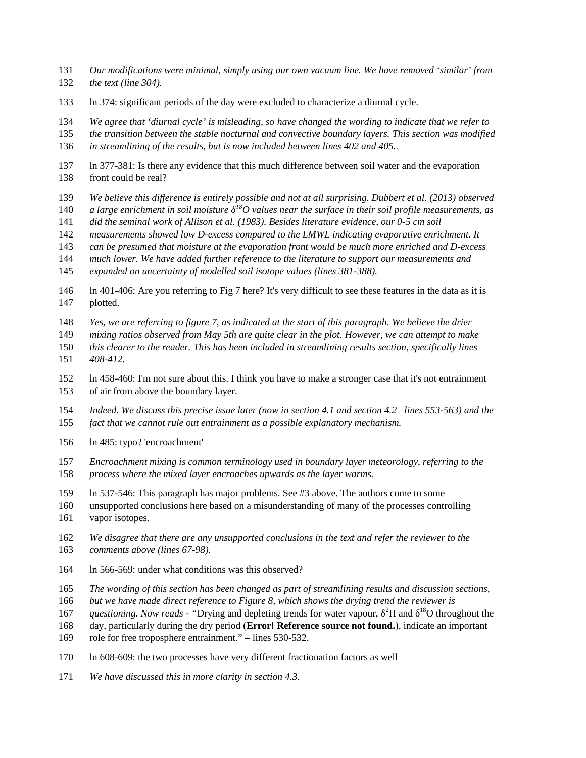*Our modifications were minimal, simply using our own vacuum line. We have removed 'similar' from the text (line 304).*

ln 374: significant periods of the day were excluded to characterize a diurnal cycle.

*We agree that 'diurnal cycle' is misleading, so have changed the wording to indicate that we refer to the transition between the stable nocturnal and convective boundary layers. This section was modified in streamlining of the results, but is now included between lines 402 and 405..*

ln 377-381: Is there any evidence that this much difference between soil water and the evaporation front could be real?

*We believe this difference is entirely possible and not at all surprising. Dubbert et al. (2013) observed a large enrichment in soil moisture $\delta^{18}O$ values near the surface in their soil profile measurements, as did the seminal work of Allison et al. (1983). Besides literature evidence, our 0-5 cm soil measurements showed low D-excess compared to the LMWL indicating evaporative enrichment. It can be presumed that moisture at the evaporation front would be much more enriched and D-excess much lower. We have added further reference to the literature to support our measurements and expanded on uncertainty of modelled soil isotope values (lines 381-388).*

ln 401-406: Are you referring to Fig 7 here? It's very difficult to see these features in the data as it is plotted.

*Yes, we are referring to figure 7, as indicated at the start of this paragraph. We believe the drier mixing ratios observed from May 5th are quite clear in the plot. However, we can attempt to make this clearer to the reader. This has been included in streamlining results section, specifically lines 408-412.*

ln 458-460: I'm not sure about this. I think you have to make a stronger case that it's not entrainment of air from above the boundary layer.

*Indeed. We discuss this precise issue later (now in section 4.1 and section 4.2 –lines 553-563) and the fact that we cannot rule out entrainment as a possible explanatory mechanism.*

ln 485: typo? 'encroachment'

*Encroachment mixing is common terminology used in boundary layer meteorology, referring to the process where the mixed layer encroaches upwards as the layer warms.*

ln 537-546: This paragraph has major problems. See #3 above. The authors come to some unsupported conclusions here based on a misunderstanding of many of the processes controlling vapor isotopes.

*We disagree that there are any unsupported conclusions in the text and refer the reviewer to the comments above (lines 67-98).*

ln 566-569: under what conditions was this observed?

*The wording of this section has been changed as part of streamlining results and discussion sections, but we have made direct reference to Figure 8, which shows the drying trend the reviewer is questioning. Now reads -* "Drying and depleting trends for water vapour, $\delta^2H$ and $\delta^{18}O$ throughout the day, particularly during the dry period (**Error! Reference source not found.**), indicate an important role for free troposphere entrainment." – lines 530-532.

ln 608-609: the two processes have very different fractionation factors as well

*We have discussed this in more clarity in section 4.3.*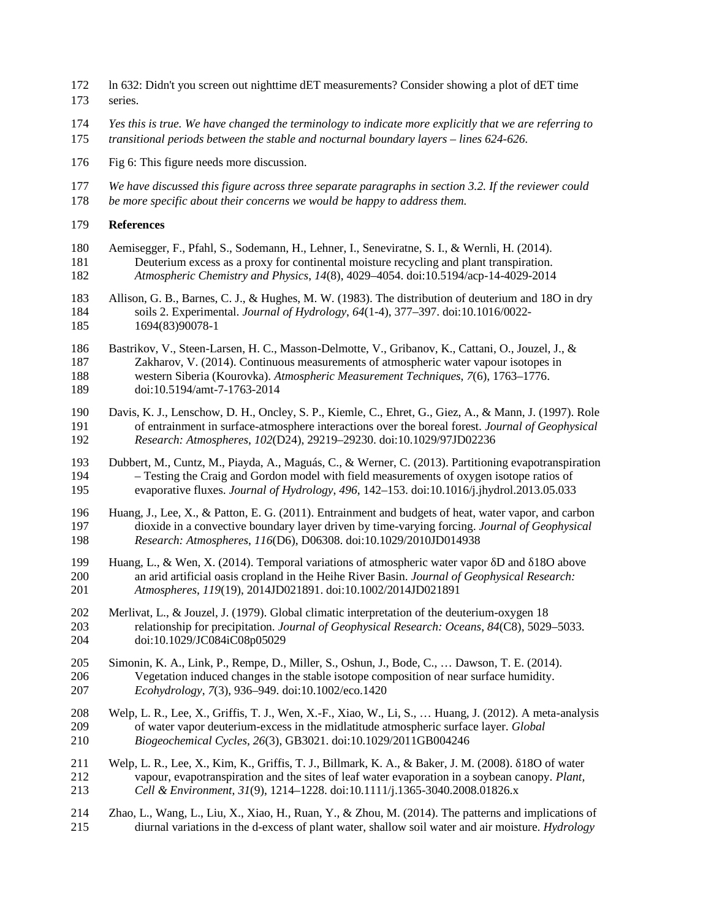ln 632: Didn't you screen out nighttime dET measurements? Consider showing a plot of dET time series.

*Yes this is true. We have changed the terminology to indicate more explicitly that we are referring to transitional periods between the stable and nocturnal boundary layers – lines 624-626.*

Fig 6: This figure needs more discussion.

*We have discussed this figure across three separate paragraphs in section 3.2. If the reviewer could be more specific about their concerns we would be happy to address them.*

**References**

Aemisegger, F., Pfahl, S., Sodemann, H., Lehner, I., Seneviratne, S. I., & Wernli, H. (2014). Deuterium excess as a proxy for continental moisture recycling and plant transpiration. *Atmospheric Chemistry and Physics*, *14*(8), 4029–4054. doi:10.5194/acp-14-4029-2014

Allison, G. B., Barnes, C. J., & Hughes, M. W. (1983). The distribution of deuterium and 18O in dry soils 2. Experimental. *Journal of Hydrology*, *64*(1-4), 377–397. doi:10.1016/0022-1694(83)90078-1

Bastrikov, V., Steen-Larsen, H. C., Masson-Delmotte, V., Gribanov, K., Cattani, O., Jouzel, J., & Zakharov, V. (2014). Continuous measurements of atmospheric water vapour isotopes in western Siberia (Kourovka). *Atmospheric Measurement Techniques*, *7*(6), 1763–1776. doi:10.5194/amt-7-1763-2014

Davis, K. J., Lenschow, D. H., Oncley, S. P., Kiemle, C., Ehret, G., Giez, A., & Mann, J. (1997). Role of entrainment in surface-atmosphere interactions over the boreal forest. *Journal of Geophysical Research: Atmospheres*, *102*(D24), 29219–29230. doi:10.1029/97JD02236

Dubbert, M., Cuntz, M., Piayda, A., Maguás, C., & Werner, C. (2013). Partitioning evapotranspiration – Testing the Craig and Gordon model with field measurements of oxygen isotope ratios of evaporative fluxes. *Journal of Hydrology*, *496*, 142–153. doi:10.1016/j.jhydrol.2013.05.033

Huang, J., Lee, X., & Patton, E. G. (2011). Entrainment and budgets of heat, water vapor, and carbon dioxide in a convective boundary layer driven by time-varying forcing. *Journal of Geophysical Research: Atmospheres*, *116*(D6), D06308. doi:10.1029/2010JD014938

Huang, L., & Wen, X. (2014). Temporal variations of atmospheric water vapor δD and δ18O above an arid artificial oasis cropland in the Heihe River Basin. *Journal of Geophysical Research: Atmospheres*, *119*(19), 2014JD021891. doi:10.1002/2014JD021891

Merlivat, L., & Jouzel, J. (1979). Global climatic interpretation of the deuterium-oxygen 18 relationship for precipitation. *Journal of Geophysical Research: Oceans*, *84*(C8), 5029–5033. doi:10.1029/JC084iC08p05029

Simonin, K. A., Link, P., Rempe, D., Miller, S., Oshun, J., Bode, C., … Dawson, T. E. (2014). Vegetation induced changes in the stable isotope composition of near surface humidity. *Ecohydrology*, *7*(3), 936–949. doi:10.1002/eco.1420

Welp, L. R., Lee, X., Griffis, T. J., Wen, X.-F., Xiao, W., Li, S., … Huang, J. (2012). A meta-analysis of water vapor deuterium-excess in the midlatitude atmospheric surface layer. *Global Biogeochemical Cycles*, *26*(3), GB3021. doi:10.1029/2011GB004246

Welp, L. R., Lee, X., Kim, K., Griffis, T. J., Billmark, K. A., & Baker, J. M. (2008). δ18O of water vapour, evapotranspiration and the sites of leaf water evaporation in a soybean canopy. *Plant, Cell & Environment*, *31*(9), 1214–1228. doi:10.1111/j.1365-3040.2008.01826.x

Zhao, L., Wang, L., Liu, X., Xiao, H., Ruan, Y., & Zhou, M. (2014). The patterns and implications of diurnal variations in the d-excess of plant water, shallow soil water and air moisture. *Hydrology*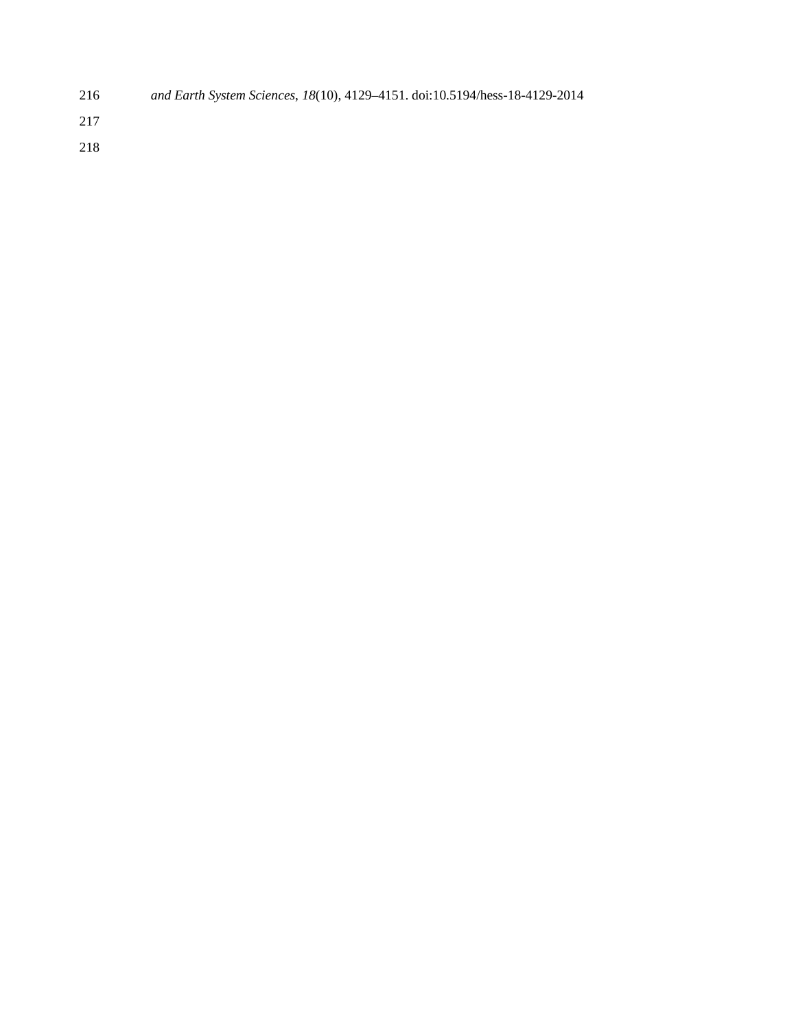*and Earth System Sciences*, *18*(10), 4129–4151. doi:10.5194/hess-18-4129-2014